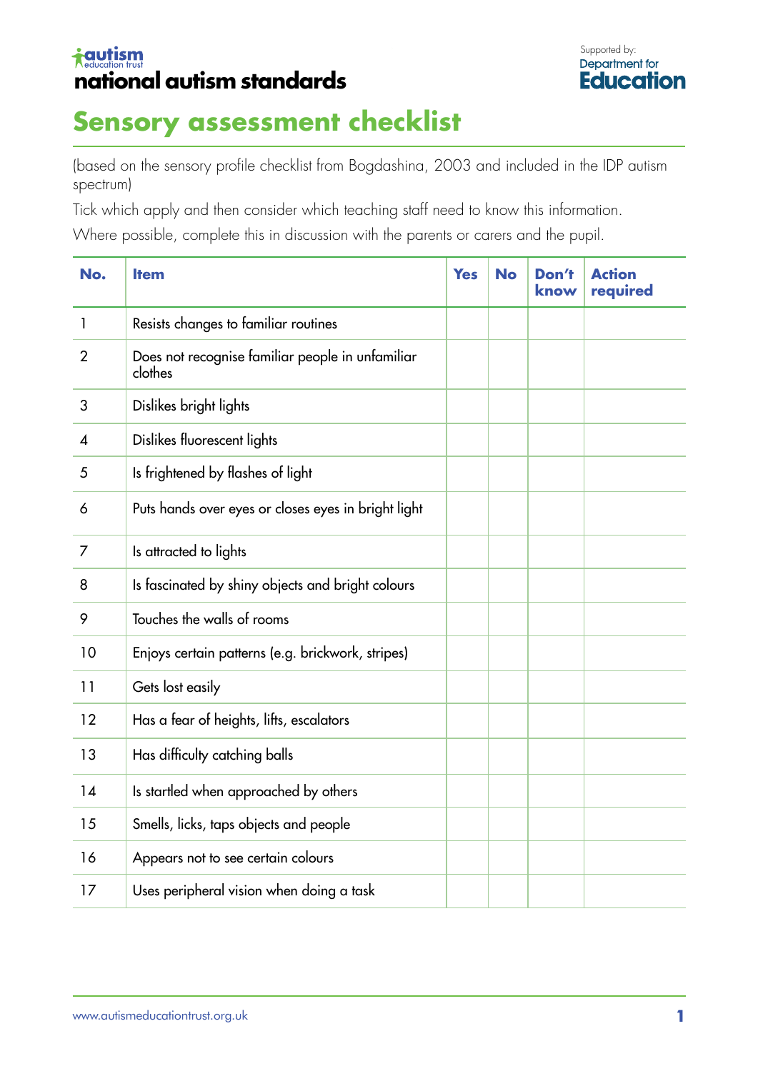autism education trust

**national autism standards**

Supported by: Department for Education

# Sensory assessment checklist

(based on the sensory profile checklist from Bogdashina, 2003 and included in the IDP autism spectrum)

Tick which apply and then consider which teaching staff need to know this information.

Where possible, complete this in discussion with the parents or carers and the pupil.

| No. | Item | Yes | No | Don't know | Action required |
|---|---|---|---|---|---|
| 1 | Resists changes to familiar routines | | | | |
| 2 | Does not recognise familiar people in unfamiliar clothes | | | | |
| 3 | Dislikes bright lights | | | | |
| 4 | Dislikes fluorescent lights | | | | |
| 5 | Is frightened by flashes of light | | | | |
| 6 | Puts hands over eyes or closes eyes in bright light | | | | |
| 7 | Is attracted to lights | | | | |
| 8 | Is fascinated by shiny objects and bright colours | | | | |
| 9 | Touches the walls of rooms | | | | |
| 10 | Enjoys certain patterns (e.g. brickwork, stripes) | | | | |
| 11 | Gets lost easily | | | | |
| 12 | Has a fear of heights, lifts, escalators | | | | |
| 13 | Has difficulty catching balls | | | | |
| 14 | Is startled when approached by others | | | | |
| 15 | Smells, licks, taps objects and people | | | | |
| 16 | Appears not to see certain colours | | | | |
| 17 | Uses peripheral vision when doing a task | | | | |

www.autismeducationtrust.org.uk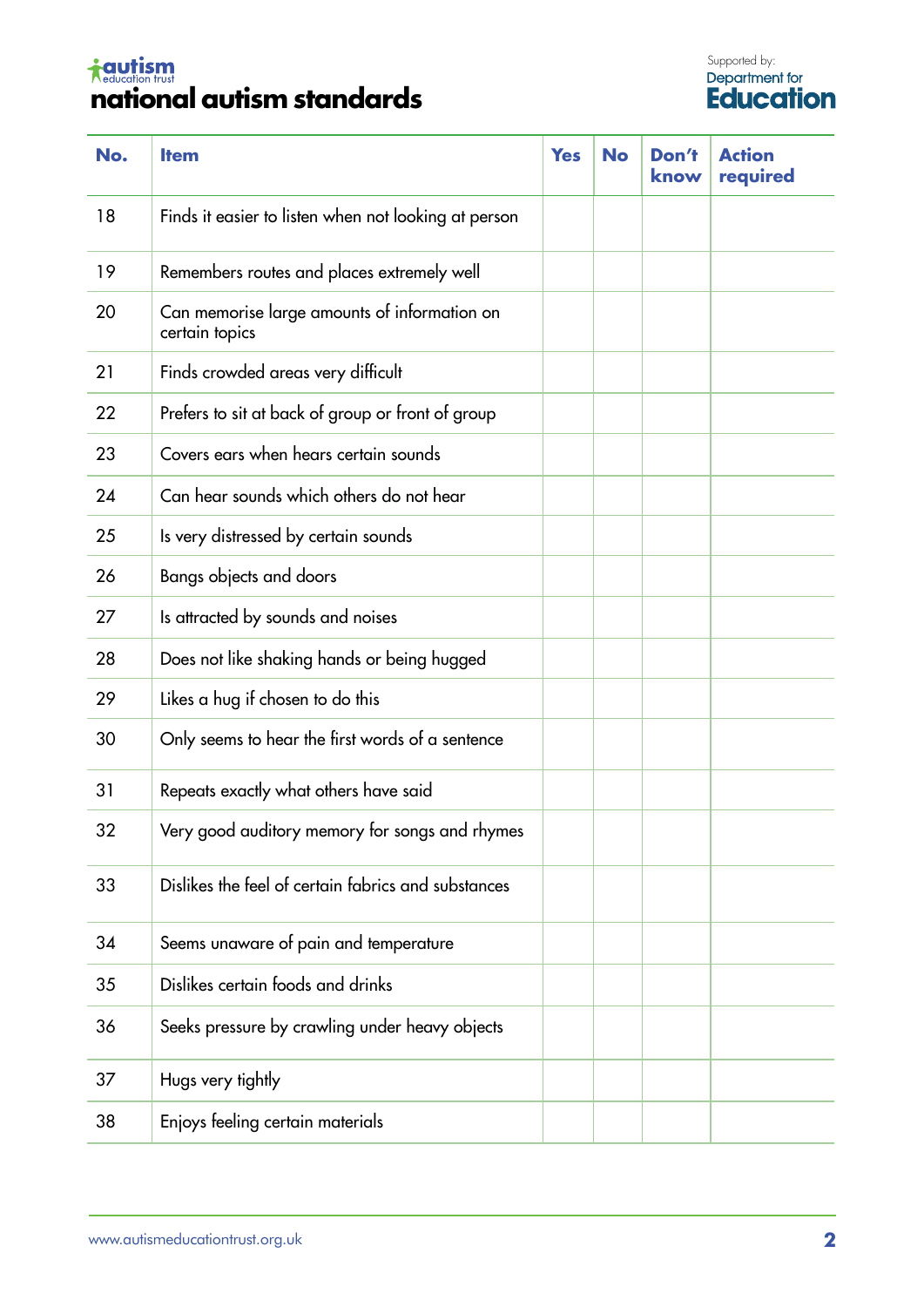| No. | Item | Yes | No | Don't know | Action required |
|---|---|---|---|---|---|
| 18 | Finds it easier to listen when not looking at person | | | | |
| 19 | Remembers routes and places extremely well | | | | |
| 20 | Can memorise large amounts of information on certain topics | | | | |
| 21 | Finds crowded areas very difficult | | | | |
| 22 | Prefers to sit at back of group or front of group | | | | |
| 23 | Covers ears when hears certain sounds | | | | |
| 24 | Can hear sounds which others do not hear | | | | |
| 25 | Is very distressed by certain sounds | | | | |
| 26 | Bangs objects and doors | | | | |
| 27 | Is attracted by sounds and noises | | | | |
| 28 | Does not like shaking hands or being hugged | | | | |
| 29 | Likes a hug if chosen to do this | | | | |
| 30 | Only seems to hear the first words of a sentence | | | | |
| 31 | Repeats exactly what others have said | | | | |
| 32 | Very good auditory memory for songs and rhymes | | | | |
| 33 | Dislikes the feel of certain fabrics and substances | | | | |
| 34 | Seems unaware of pain and temperature | | | | |
| 35 | Dislikes certain foods and drinks | | | | |
| 36 | Seeks pressure by crawling under heavy objects | | | | |
| 37 | Hugs very tightly | | | | |
| 38 | Enjoys feeling certain materials | | | | |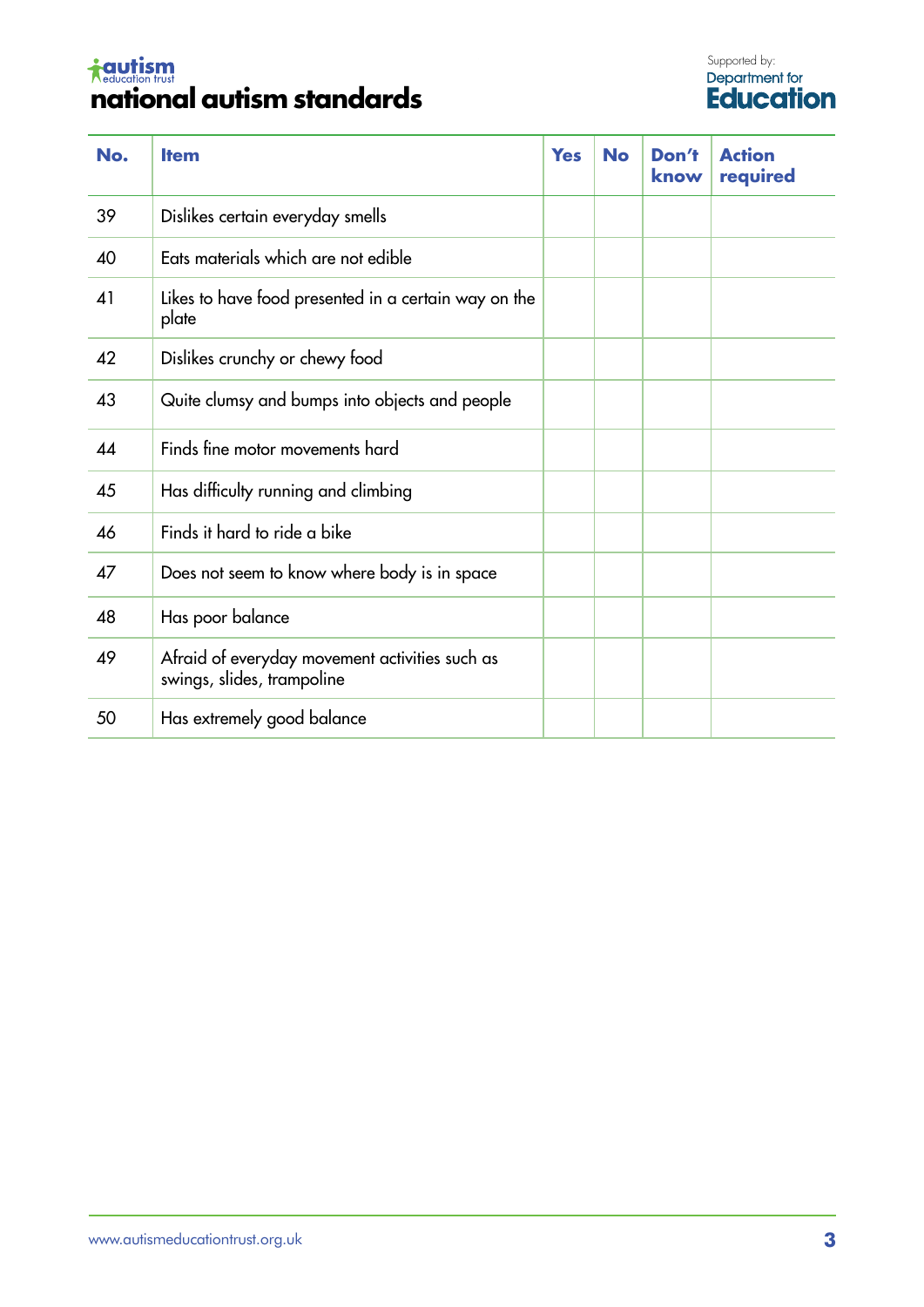| No. | Item | Yes | No | Don't know | Action required |
|---|---|---|---|---|---|
| 39 | Dislikes certain everyday smells | | | | |
| 40 | Eats materials which are not edible | | | | |
| 41 | Likes to have food presented in a certain way on the plate | | | | |
| 42 | Dislikes crunchy or chewy food | | | | |
| 43 | Quite clumsy and bumps into objects and people | | | | |
| 44 | Finds fine motor movements hard | | | | |
| 45 | Has difficulty running and climbing | | | | |
| 46 | Finds it hard to ride a bike | | | | |
| 47 | Does not seem to know where body is in space | | | | |
| 48 | Has poor balance | | | | |
| 49 | Afraid of everyday movement activities such as swings, slides, trampoline | | | | |
| 50 | Has extremely good balance | | | | |